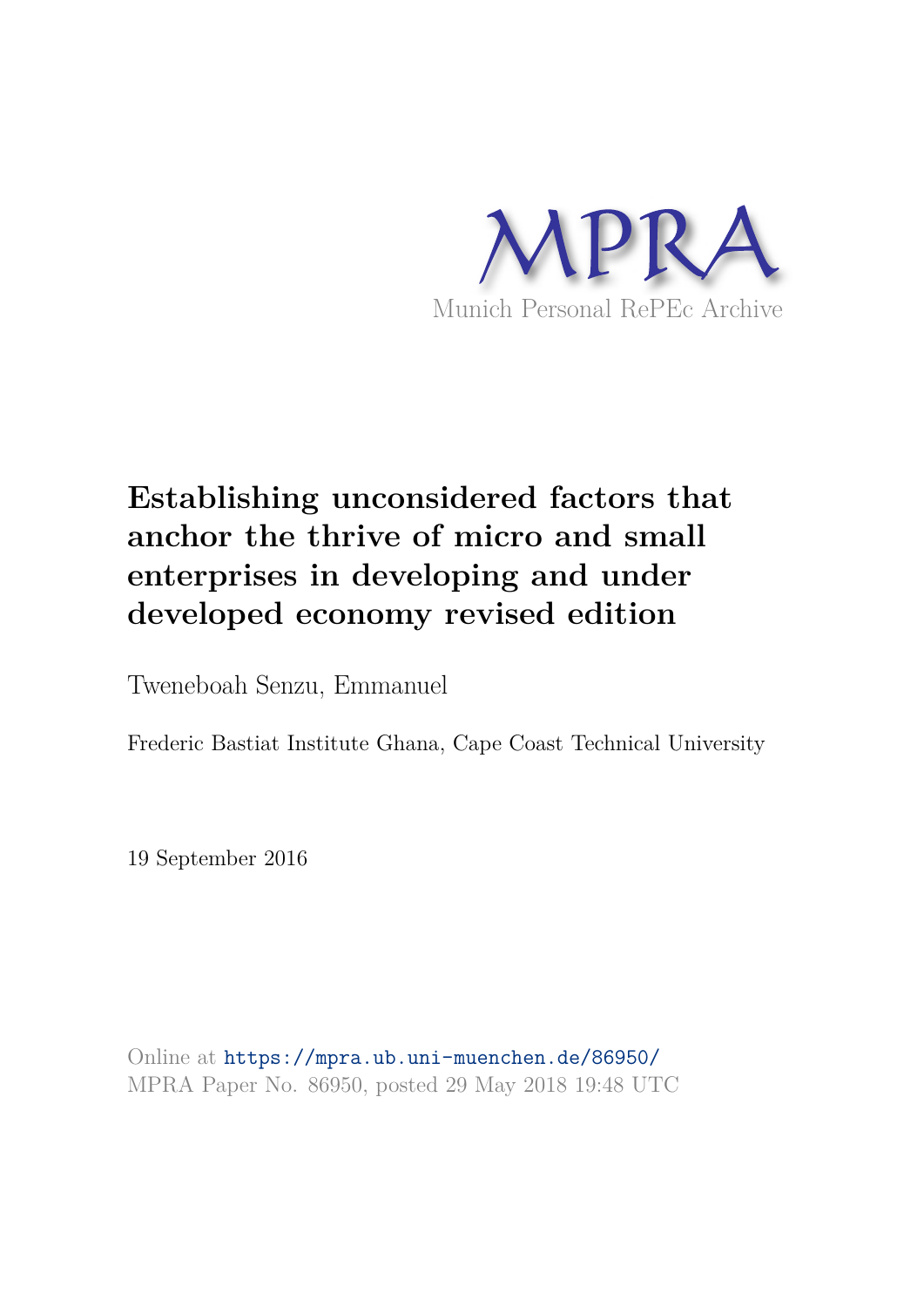MPRA

Munich Personal RePEc Archive

# Establishing unconsidered factors that anchor the thrive of micro and small enterprises in developing and under developed economy revised edition

Tweneboah Senzu, Emmanuel

Frederic Bastiat Institute Ghana, Cape Coast Technical University

19 September 2016

Online at https://mpra.ub.uni-muenchen.de/86950/
MPRA Paper No. 86950, posted 29 May 2018 19:48 UTC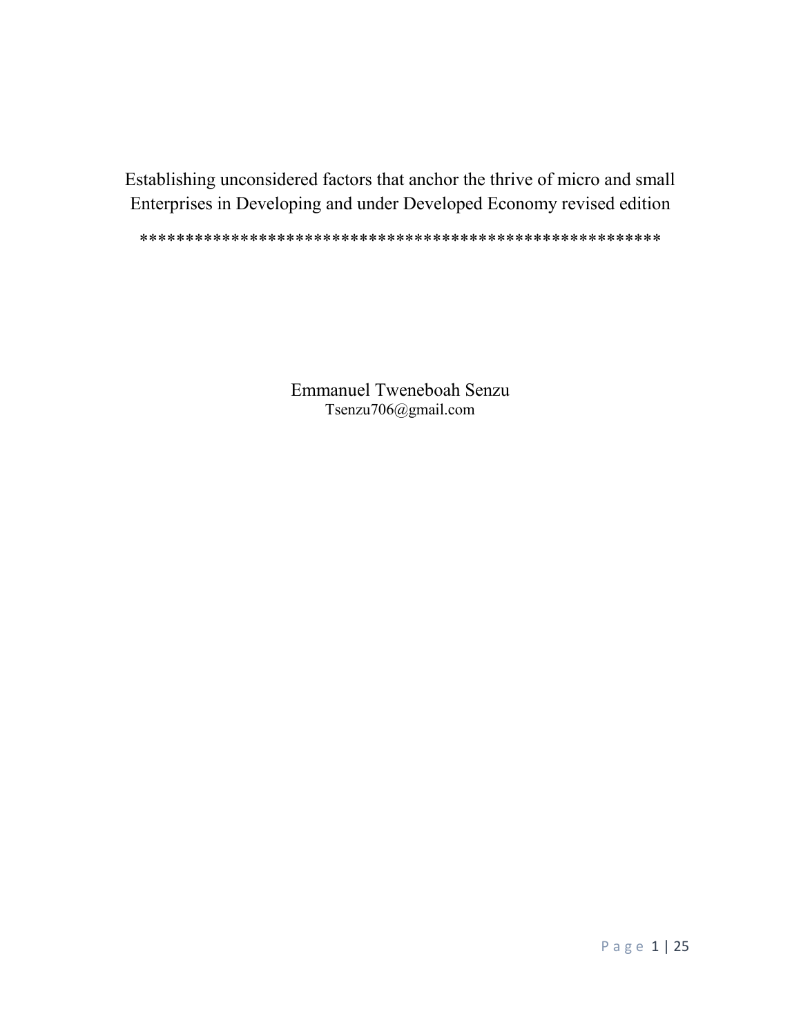# Establishing unconsidered factors that anchor the thrive of micro and small Enterprises in Developing and under Developed Economy revised edition

*******************************************************

Emmanuel Tweneboah Senzu
Tsenzu706@gmail.com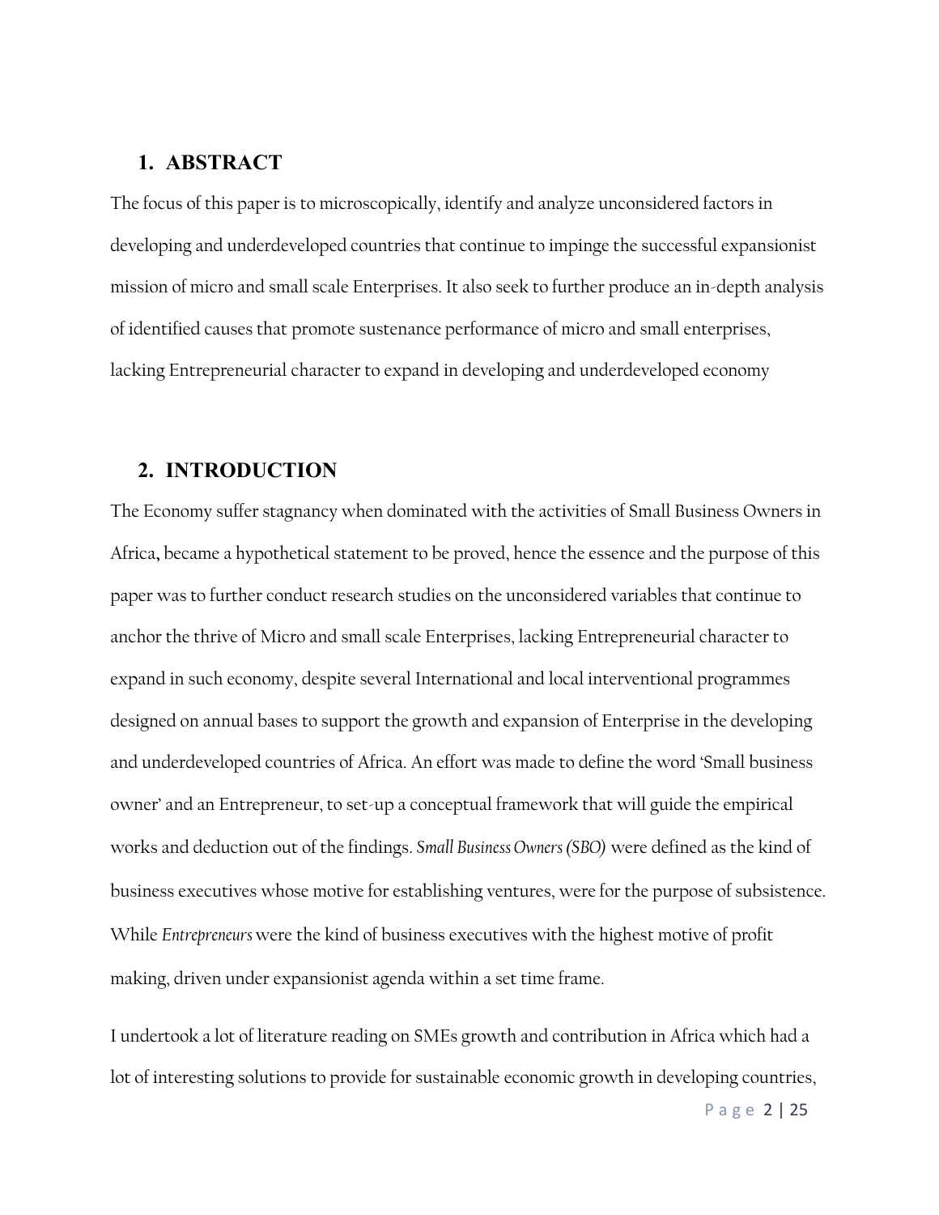## 1. ABSTRACT

The focus of this paper is to microscopically, identify and analyze unconsidered factors in developing and underdeveloped countries that continue to impinge the successful expansionist mission of micro and small scale Enterprises. It also seek to further produce an in-depth analysis of identified causes that promote sustenance performance of micro and small enterprises, lacking Entrepreneurial character to expand in developing and underdeveloped economy

## 2. INTRODUCTION

The Economy suffer stagnancy when dominated with the activities of Small Business Owners in Africa, became a hypothetical statement to be proved, hence the essence and the purpose of this paper was to further conduct research studies on the unconsidered variables that continue to anchor the thrive of Micro and small scale Enterprises, lacking Entrepreneurial character to expand in such economy, despite several International and local interventional programmes designed on annual bases to support the growth and expansion of Enterprise in the developing and underdeveloped countries of Africa. An effort was made to define the word 'Small business owner' and an Entrepreneur, to set-up a conceptual framework that will guide the empirical works and deduction out of the findings. *Small Business Owners (SBO)* were defined as the kind of business executives whose motive for establishing ventures, were for the purpose of subsistence. While *Entrepreneurs* were the kind of business executives with the highest motive of profit making, driven under expansionist agenda within a set time frame.

I undertook a lot of literature reading on SMEs growth and contribution in Africa which had a lot of interesting solutions to provide for sustainable economic growth in developing countries,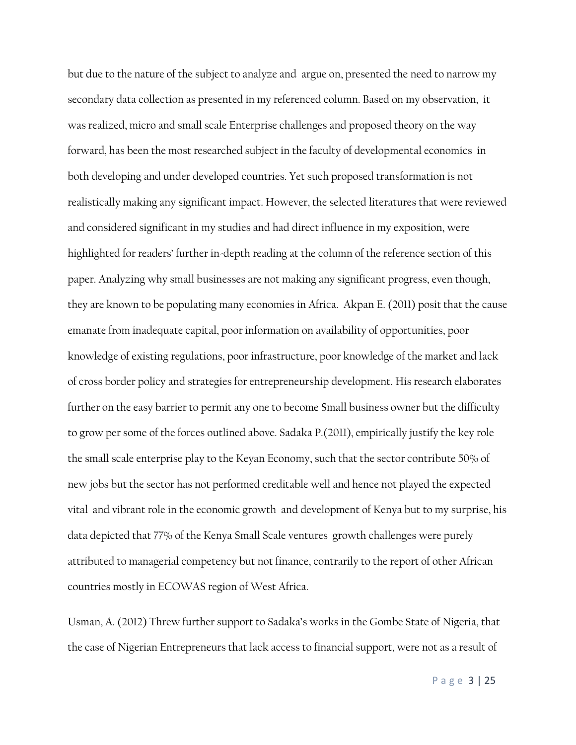but due to the nature of the subject to analyze and argue on, presented the need to narrow my secondary data collection as presented in my referenced column. Based on my observation, it was realized, micro and small scale Enterprise challenges and proposed theory on the way forward, has been the most researched subject in the faculty of developmental economics in both developing and under developed countries. Yet such proposed transformation is not realistically making any significant impact. However, the selected literatures that were reviewed and considered significant in my studies and had direct influence in my exposition, were highlighted for readers' further in-depth reading at the column of the reference section of this paper. Analyzing why small businesses are not making any significant progress, even though, they are known to be populating many economies in Africa. Akpan E. (2011) posit that the cause emanate from inadequate capital, poor information on availability of opportunities, poor knowledge of existing regulations, poor infrastructure, poor knowledge of the market and lack of cross border policy and strategies for entrepreneurship development. His research elaborates further on the easy barrier to permit any one to become Small business owner but the difficulty to grow per some of the forces outlined above. Sadaka P.(2011), empirically justify the key role the small scale enterprise play to the Keyan Economy, such that the sector contribute 50% of new jobs but the sector has not performed creditable well and hence not played the expected vital and vibrant role in the economic growth and development of Kenya but to my surprise, his data depicted that 77% of the Kenya Small Scale ventures growth challenges were purely attributed to managerial competency but not finance, contrarily to the report of other African countries mostly in ECOWAS region of West Africa.

Usman, A. (2012) Threw further support to Sadaka's works in the Gombe State of Nigeria, that the case of Nigerian Entrepreneurs that lack access to financial support, were not as a result of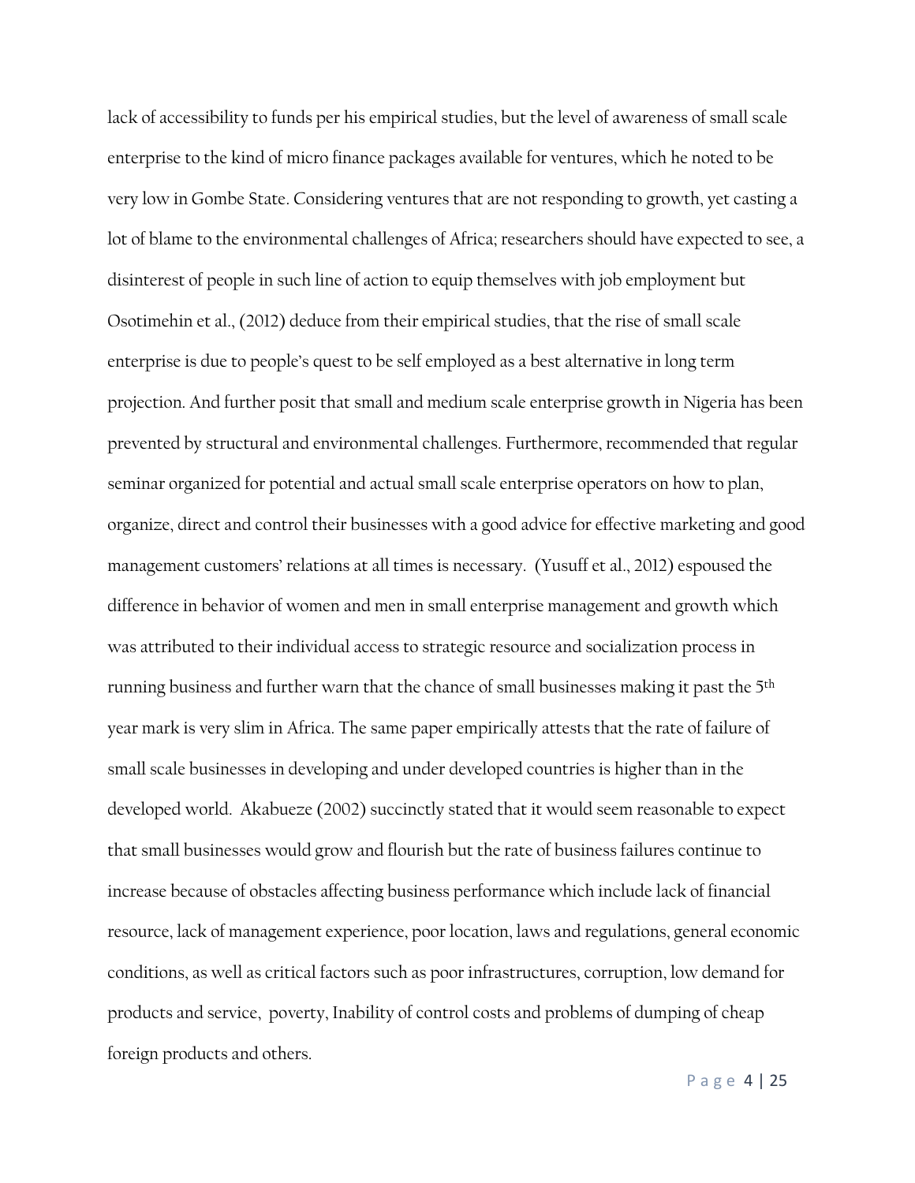lack of accessibility to funds per his empirical studies, but the level of awareness of small scale enterprise to the kind of micro finance packages available for ventures, which he noted to be very low in Gombe State. Considering ventures that are not responding to growth, yet casting a lot of blame to the environmental challenges of Africa; researchers should have expected to see, a disinterest of people in such line of action to equip themselves with job employment but Osotimehin et al., (2012) deduce from their empirical studies, that the rise of small scale enterprise is due to people's quest to be self employed as a best alternative in long term projection. And further posit that small and medium scale enterprise growth in Nigeria has been prevented by structural and environmental challenges. Furthermore, recommended that regular seminar organized for potential and actual small scale enterprise operators on how to plan, organize, direct and control their businesses with a good advice for effective marketing and good management customers' relations at all times is necessary. (Yusuff et al., 2012) espoused the difference in behavior of women and men in small enterprise management and growth which was attributed to their individual access to strategic resource and socialization process in running business and further warn that the chance of small businesses making it past the 5th year mark is very slim in Africa. The same paper empirically attests that the rate of failure of small scale businesses in developing and under developed countries is higher than in the developed world. Akabueze (2002) succinctly stated that it would seem reasonable to expect that small businesses would grow and flourish but the rate of business failures continue to increase because of obstacles affecting business performance which include lack of financial resource, lack of management experience, poor location, laws and regulations, general economic conditions, as well as critical factors such as poor infrastructures, corruption, low demand for products and service, poverty, Inability of control costs and problems of dumping of cheap foreign products and others.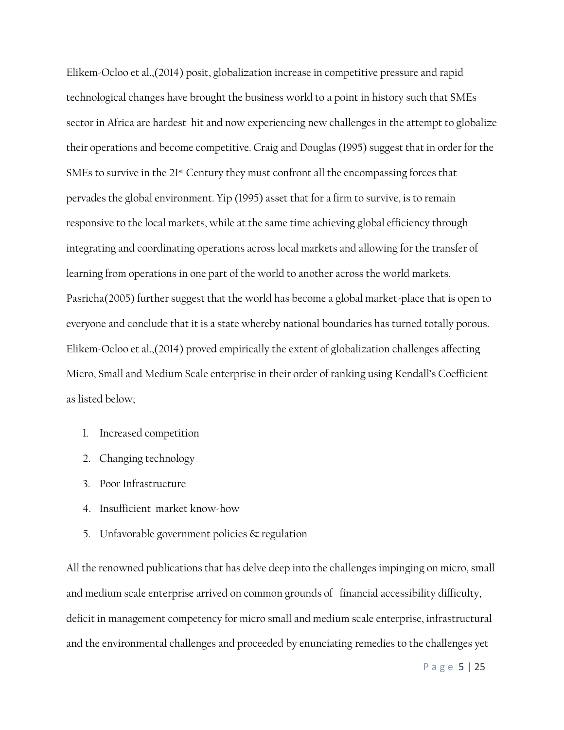Elikem-Ocloo et al.,(2014) posit, globalization increase in competitive pressure and rapid technological changes have brought the business world to a point in history such that SMEs sector in Africa are hardest hit and now experiencing new challenges in the attempt to globalize their operations and become competitive. Craig and Douglas (1995) suggest that in order for the SMEs to survive in the 21st Century they must confront all the encompassing forces that pervades the global environment. Yip (1995) asset that for a firm to survive, is to remain responsive to the local markets, while at the same time achieving global efficiency through integrating and coordinating operations across local markets and allowing for the transfer of learning from operations in one part of the world to another across the world markets. Pasricha(2005) further suggest that the world has become a global market-place that is open to everyone and conclude that it is a state whereby national boundaries has turned totally porous. Elikem-Ocloo et al.,(2014) proved empirically the extent of globalization challenges affecting Micro, Small and Medium Scale enterprise in their order of ranking using Kendall's Coefficient as listed below;

1. Increased competition
2. Changing technology
3. Poor Infrastructure
4. Insufficient market know-how
5. Unfavorable government policies & regulation

All the renowned publications that has delve deep into the challenges impinging on micro, small and medium scale enterprise arrived on common grounds of financial accessibility difficulty, deficit in management competency for micro small and medium scale enterprise, infrastructural and the environmental challenges and proceeded by enunciating remedies to the challenges yet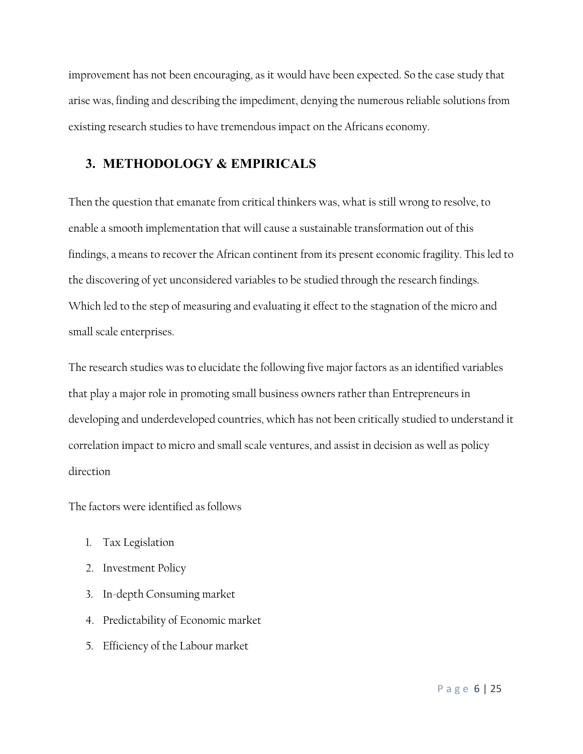improvement has not been encouraging, as it would have been expected. So the case study that arise was, finding and describing the impediment, denying the numerous reliable solutions from existing research studies to have tremendous impact on the Africans economy.

## 3. METHODOLOGY & EMPIRICALS

Then the question that emanate from critical thinkers was, what is still wrong to resolve, to enable a smooth implementation that will cause a sustainable transformation out of this findings, a means to recover the African continent from its present economic fragility. This led to the discovering of yet unconsidered variables to be studied through the research findings. Which led to the step of measuring and evaluating it effect to the stagnation of the micro and small scale enterprises.

The research studies was to elucidate the following five major factors as an identified variables that play a major role in promoting small business owners rather than Entrepreneurs in developing and underdeveloped countries, which has not been critically studied to understand it correlation impact to micro and small scale ventures, and assist in decision as well as policy direction

The factors were identified as follows

1. Tax Legislation
2. Investment Policy
3. In-depth Consuming market
4. Predictability of Economic market
5. Efficiency of the Labour market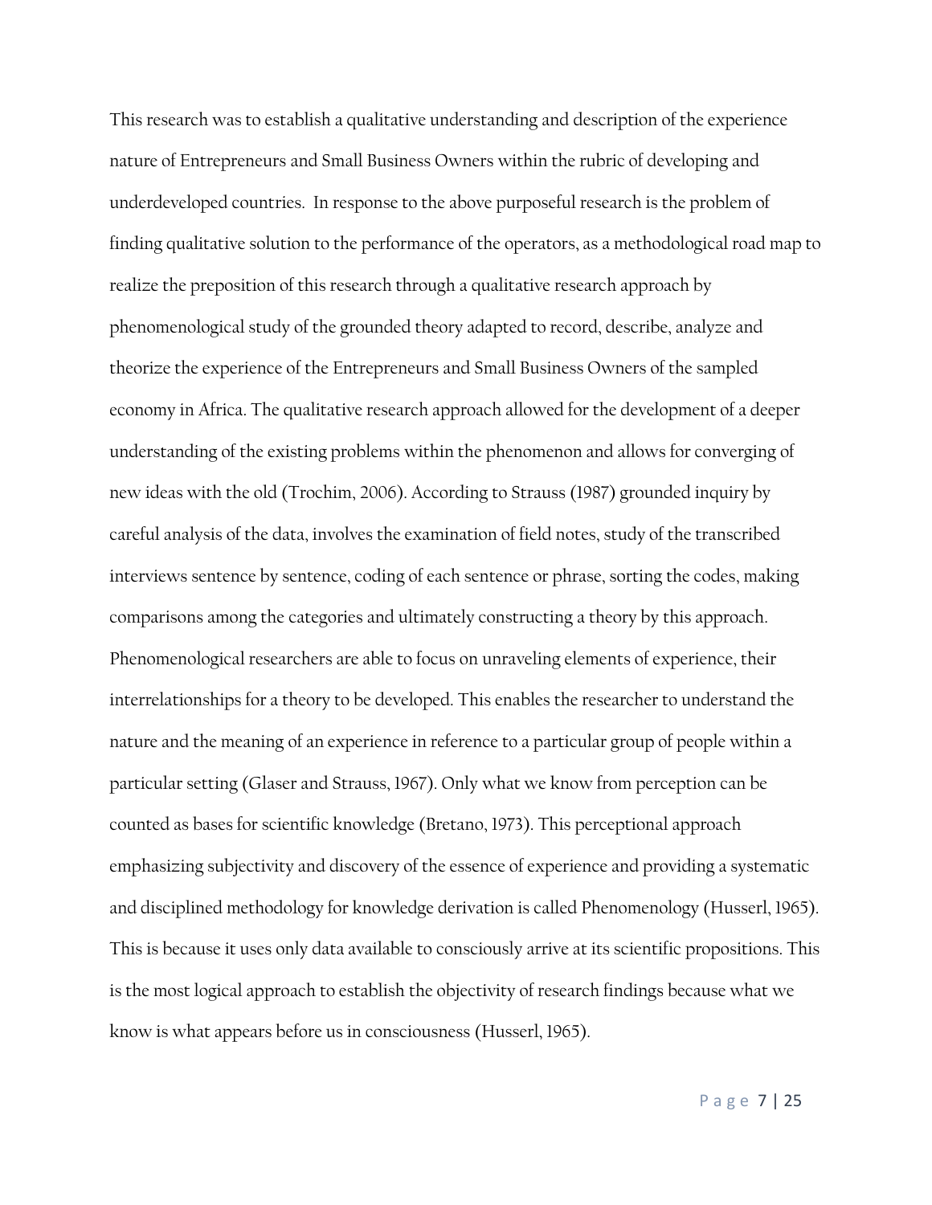This research was to establish a qualitative understanding and description of the experience nature of Entrepreneurs and Small Business Owners within the rubric of developing and underdeveloped countries.  In response to the above purposeful research is the problem of finding qualitative solution to the performance of the operators, as a methodological road map to realize the preposition of this research through a qualitative research approach by phenomenological study of the grounded theory adapted to record, describe, analyze and theorize the experience of the Entrepreneurs and Small Business Owners of the sampled economy in Africa. The qualitative research approach allowed for the development of a deeper understanding of the existing problems within the phenomenon and allows for converging of new ideas with the old (Trochim, 2006). According to Strauss (1987) grounded inquiry by careful analysis of the data, involves the examination of field notes, study of the transcribed interviews sentence by sentence, coding of each sentence or phrase, sorting the codes, making comparisons among the categories and ultimately constructing a theory by this approach. Phenomenological researchers are able to focus on unraveling elements of experience, their interrelationships for a theory to be developed. This enables the researcher to understand the nature and the meaning of an experience in reference to a particular group of people within a particular setting (Glaser and Strauss, 1967). Only what we know from perception can be counted as bases for scientific knowledge (Bretano, 1973). This perceptional approach emphasizing subjectivity and discovery of the essence of experience and providing a systematic and disciplined methodology for knowledge derivation is called Phenomenology (Husserl, 1965). This is because it uses only data available to consciously arrive at its scientific propositions. This is the most logical approach to establish the objectivity of research findings because what we know is what appears before us in consciousness (Husserl, 1965).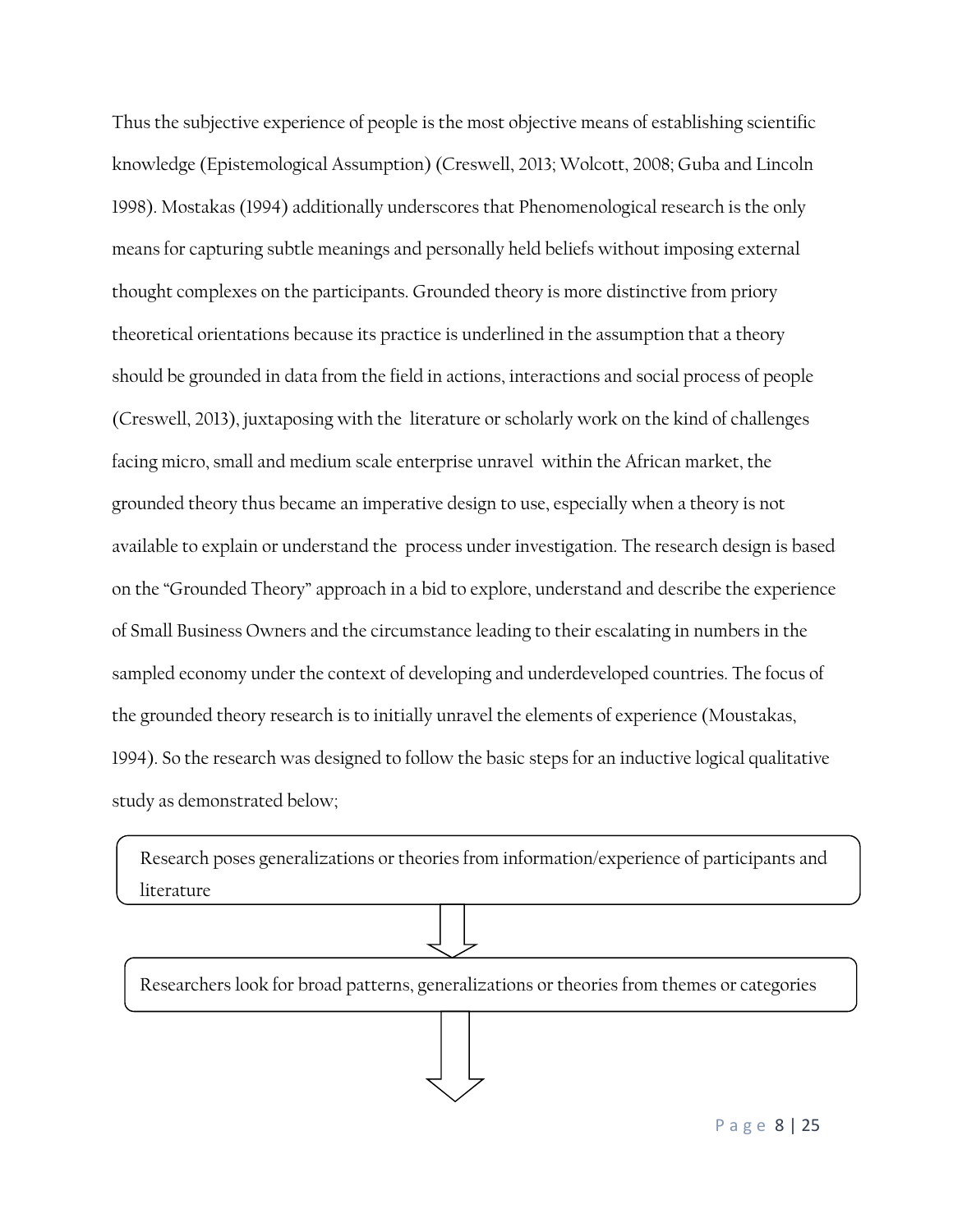Thus the subjective experience of people is the most objective means of establishing scientific knowledge (Epistemological Assumption) (Creswell, 2013; Wolcott, 2008; Guba and Lincoln 1998). Mostakas (1994) additionally underscores that Phenomenological research is the only means for capturing subtle meanings and personally held beliefs without imposing external thought complexes on the participants. Grounded theory is more distinctive from priory theoretical orientations because its practice is underlined in the assumption that a theory should be grounded in data from the field in actions, interactions and social process of people (Creswell, 2013), juxtaposing with the literature or scholarly work on the kind of challenges facing micro, small and medium scale enterprise unravel within the African market, the grounded theory thus became an imperative design to use, especially when a theory is not available to explain or understand the process under investigation. The research design is based on the "Grounded Theory" approach in a bid to explore, understand and describe the experience of Small Business Owners and the circumstance leading to their escalating in numbers in the sampled economy under the context of developing and underdeveloped countries. The focus of the grounded theory research is to initially unravel the elements of experience (Moustakas, 1994). So the research was designed to follow the basic steps for an inductive logical qualitative study as demonstrated below;

Research poses generalizations or theories from information/experience of participants and literature

↓

Researchers look for broad patterns, generalizations or theories from themes or categories

↓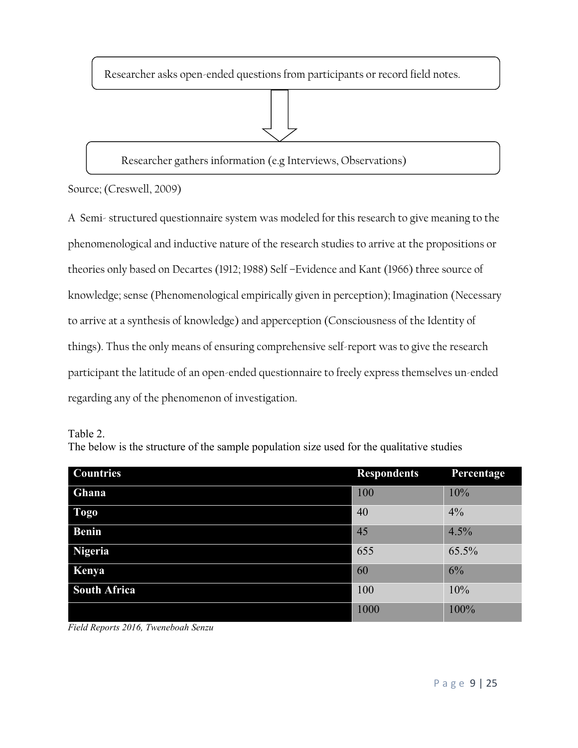Researcher asks open-ended questions from participants or record field notes.

↓

Researcher gathers information (e.g Interviews, Observations)

Source; (Creswell, 2009)

A Semi- structured questionnaire system was modeled for this research to give meaning to the phenomenological and inductive nature of the research studies to arrive at the propositions or theories only based on Decartes (1912; 1988) Self –Evidence and Kant (1966) three source of knowledge; sense (Phenomenological empirically given in perception); Imagination (Necessary to arrive at a synthesis of knowledge) and apperception (Consciousness of the Identity of things). Thus the only means of ensuring comprehensive self-report was to give the research participant the latitude of an open-ended questionnaire to freely express themselves un-ended regarding any of the phenomenon of investigation.

Table 2.
The below is the structure of the sample population size used for the qualitative studies

| Countries | Respondents | Percentage |
|---|---|---|
| Ghana | 100 | 10% |
| Togo | 40 | 4% |
| Benin | 45 | 4.5% |
| Nigeria | 655 | 65.5% |
| Kenya | 60 | 6% |
| South Africa | 100 | 10% |
| | 1000 | 100% |

*Field Reports 2016, Tweneboah Senzu*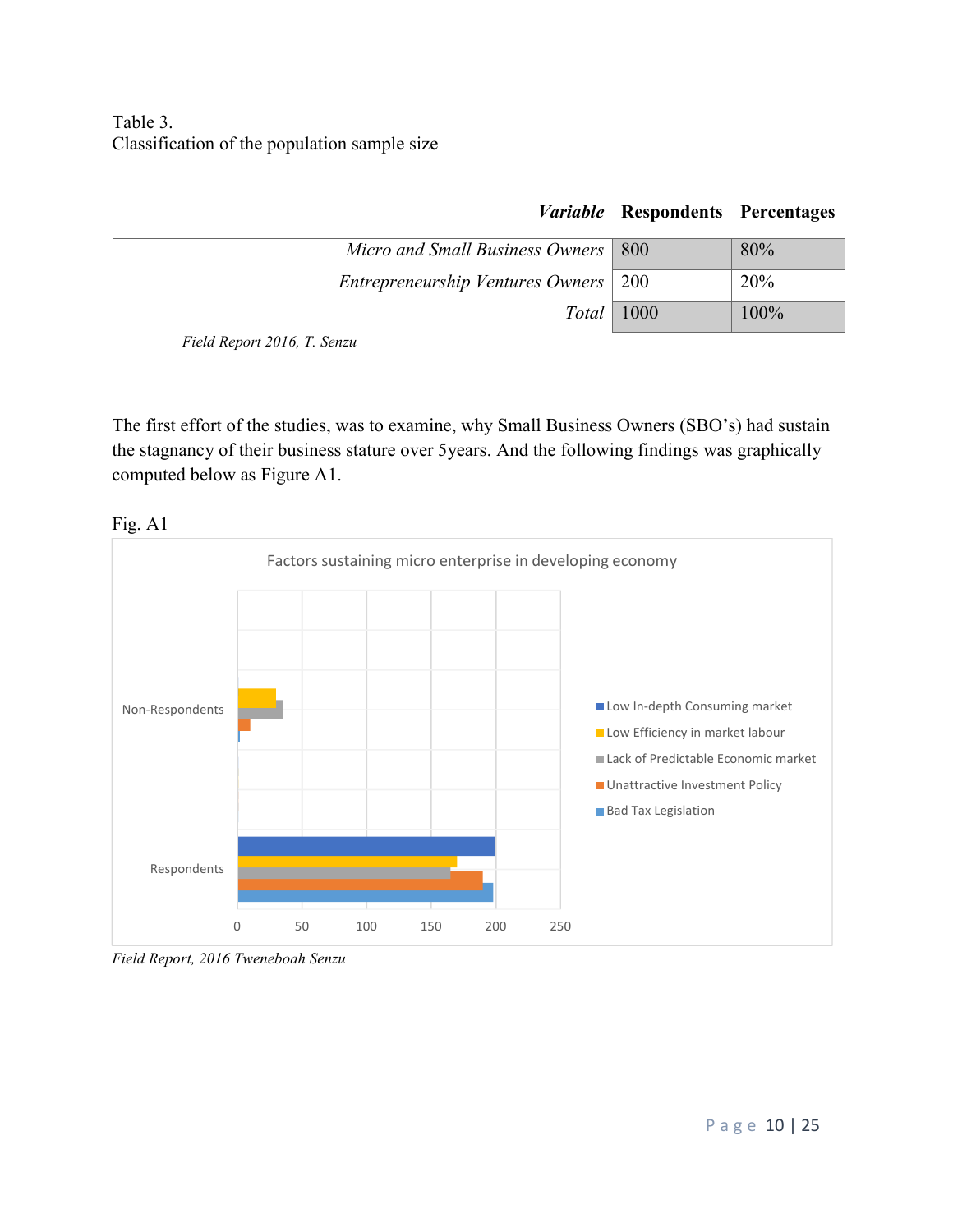Table 3.
Classification of the population sample size

| *Variable* | Respondents | Percentages |
|---|---|---|
| *Micro and Small Business Owners* | 800 | 80% |
| *Entrepreneurship Ventures Owners* | 200 | 20% |
| *Total* | 1000 | 100% |

*Field Report 2016, T. Senzu*

The first effort of the studies, was to examine, why Small Business Owners (SBO's) had sustain the stagnancy of their business stature over 5years. And the following findings was graphically computed below as Figure A1.

Fig. A1

*Field Report, 2016 Tweneboah Senzu*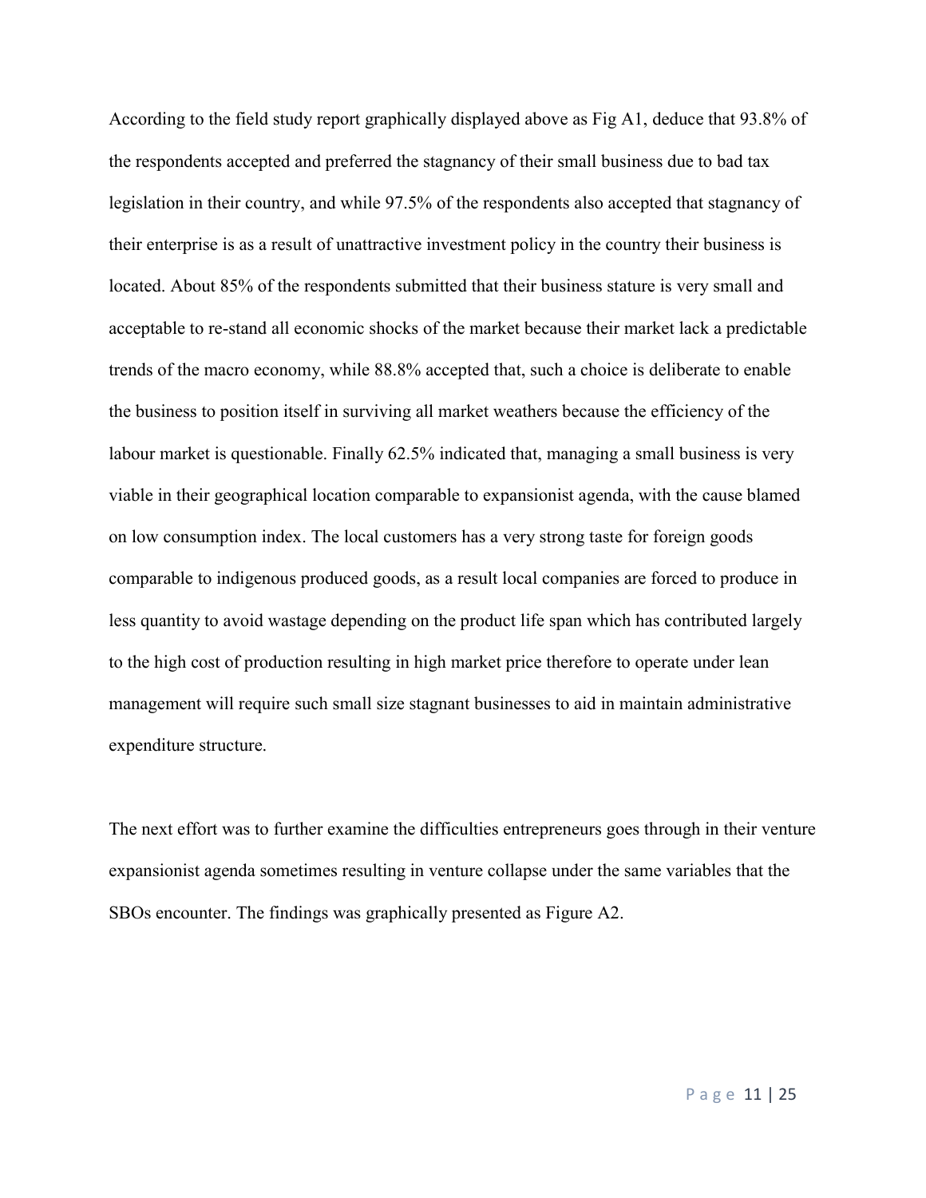According to the field study report graphically displayed above as Fig A1, deduce that 93.8% of the respondents accepted and preferred the stagnancy of their small business due to bad tax legislation in their country, and while 97.5% of the respondents also accepted that stagnancy of their enterprise is as a result of unattractive investment policy in the country their business is located. About 85% of the respondents submitted that their business stature is very small and acceptable to re-stand all economic shocks of the market because their market lack a predictable trends of the macro economy, while 88.8% accepted that, such a choice is deliberate to enable the business to position itself in surviving all market weathers because the efficiency of the labour market is questionable. Finally 62.5% indicated that, managing a small business is very viable in their geographical location comparable to expansionist agenda, with the cause blamed on low consumption index. The local customers has a very strong taste for foreign goods comparable to indigenous produced goods, as a result local companies are forced to produce in less quantity to avoid wastage depending on the product life span which has contributed largely to the high cost of production resulting in high market price therefore to operate under lean management will require such small size stagnant businesses to aid in maintain administrative expenditure structure.

The next effort was to further examine the difficulties entrepreneurs goes through in their venture expansionist agenda sometimes resulting in venture collapse under the same variables that the SBOs encounter. The findings was graphically presented as Figure A2.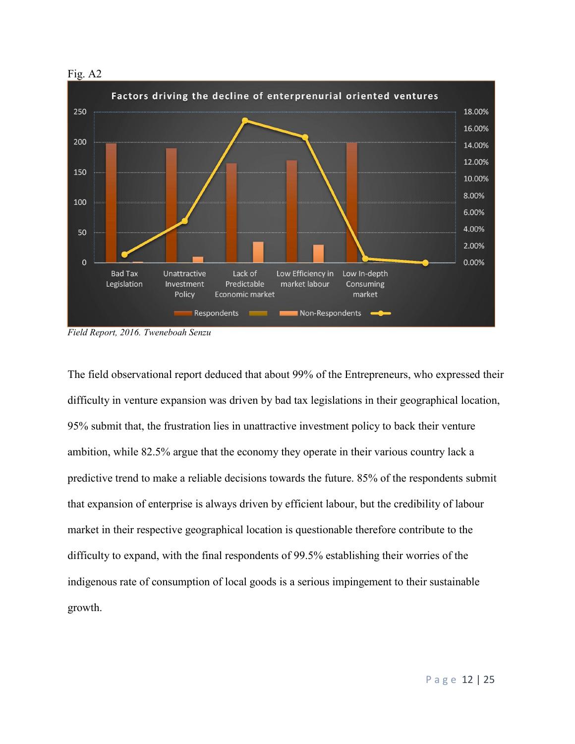Fig. A2

*Field Report, 2016. Tweneboah Senzu*

The field observational report deduced that about 99% of the Entrepreneurs, who expressed their difficulty in venture expansion was driven by bad tax legislations in their geographical location, 95% submit that, the frustration lies in unattractive investment policy to back their venture ambition, while 82.5% argue that the economy they operate in their various country lack a predictive trend to make a reliable decisions towards the future. 85% of the respondents submit that expansion of enterprise is always driven by efficient labour, but the credibility of labour market in their respective geographical location is questionable therefore contribute to the difficulty to expand, with the final respondents of 99.5% establishing their worries of the indigenous rate of consumption of local goods is a serious impingement to their sustainable growth.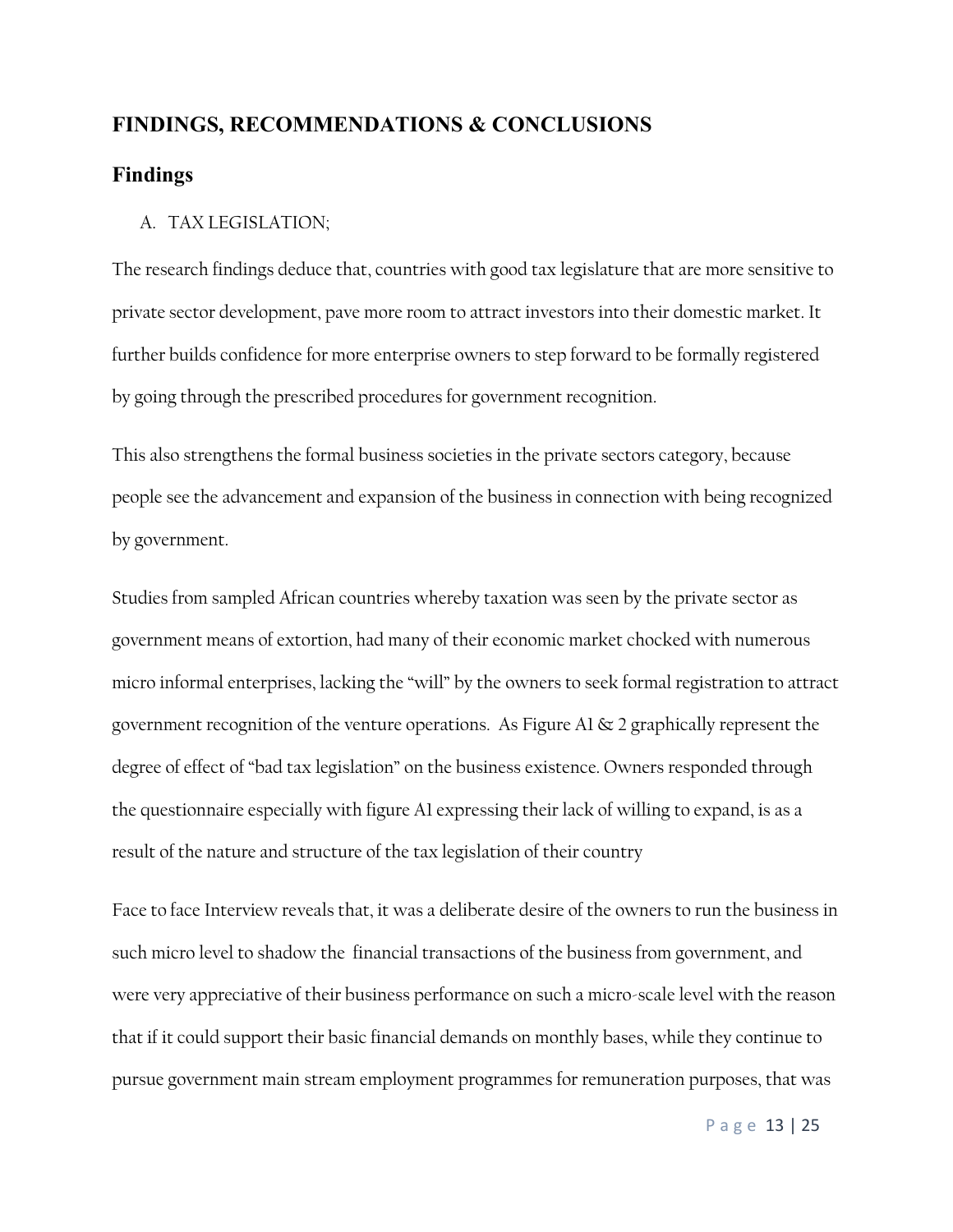# FINDINGS, RECOMMENDATIONS & CONCLUSIONS

## Findings

A. TAX LEGISLATION;

The research findings deduce that, countries with good tax legislature that are more sensitive to private sector development, pave more room to attract investors into their domestic market. It further builds confidence for more enterprise owners to step forward to be formally registered by going through the prescribed procedures for government recognition.

This also strengthens the formal business societies in the private sectors category, because people see the advancement and expansion of the business in connection with being recognized by government.

Studies from sampled African countries whereby taxation was seen by the private sector as government means of extortion, had many of their economic market chocked with numerous micro informal enterprises, lacking the "will" by the owners to seek formal registration to attract government recognition of the venture operations. As Figure A1 & 2 graphically represent the degree of effect of "bad tax legislation" on the business existence. Owners responded through the questionnaire especially with figure A1 expressing their lack of willing to expand, is as a result of the nature and structure of the tax legislation of their country

Face to face Interview reveals that, it was a deliberate desire of the owners to run the business in such micro level to shadow the financial transactions of the business from government, and were very appreciative of their business performance on such a micro-scale level with the reason that if it could support their basic financial demands on monthly bases, while they continue to pursue government main stream employment programmes for remuneration purposes, that was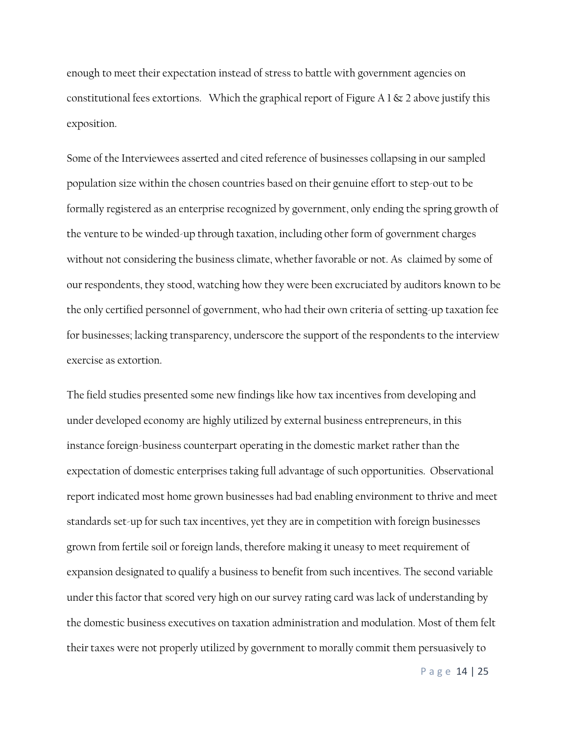enough to meet their expectation instead of stress to battle with government agencies on constitutional fees extortions. Which the graphical report of Figure A 1 & 2 above justify this exposition.

Some of the Interviewees asserted and cited reference of businesses collapsing in our sampled population size within the chosen countries based on their genuine effort to step-out to be formally registered as an enterprise recognized by government, only ending the spring growth of the venture to be winded-up through taxation, including other form of government charges without not considering the business climate, whether favorable or not. As claimed by some of our respondents, they stood, watching how they were been excruciated by auditors known to be the only certified personnel of government, who had their own criteria of setting-up taxation fee for businesses; lacking transparency, underscore the support of the respondents to the interview exercise as extortion.

The field studies presented some new findings like how tax incentives from developing and under developed economy are highly utilized by external business entrepreneurs, in this instance foreign-business counterpart operating in the domestic market rather than the expectation of domestic enterprises taking full advantage of such opportunities. Observational report indicated most home grown businesses had bad enabling environment to thrive and meet standards set-up for such tax incentives, yet they are in competition with foreign businesses grown from fertile soil or foreign lands, therefore making it uneasy to meet requirement of expansion designated to qualify a business to benefit from such incentives. The second variable under this factor that scored very high on our survey rating card was lack of understanding by the domestic business executives on taxation administration and modulation. Most of them felt their taxes were not properly utilized by government to morally commit them persuasively to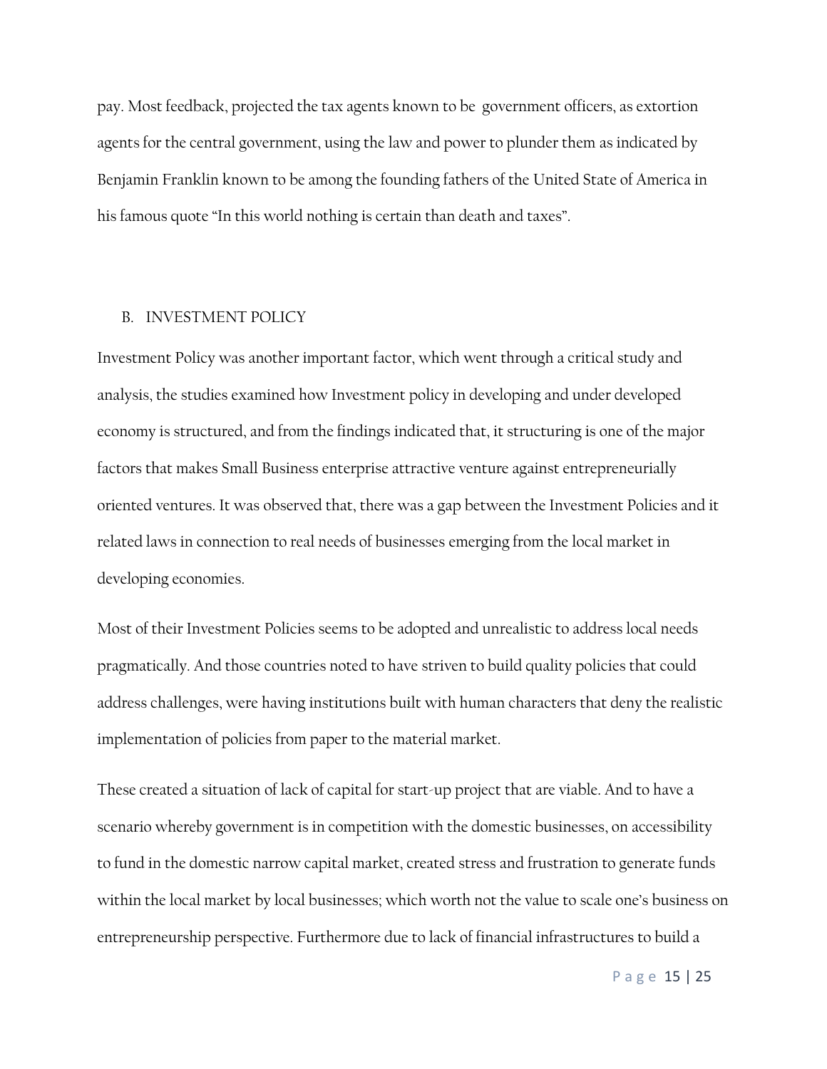pay. Most feedback, projected the tax agents known to be government officers, as extortion agents for the central government, using the law and power to plunder them as indicated by Benjamin Franklin known to be among the founding fathers of the United State of America in his famous quote “In this world nothing is certain than death and taxes”.

B. INVESTMENT POLICY

Investment Policy was another important factor, which went through a critical study and analysis, the studies examined how Investment policy in developing and under developed economy is structured, and from the findings indicated that, it structuring is one of the major factors that makes Small Business enterprise attractive venture against entrepreneurially oriented ventures. It was observed that, there was a gap between the Investment Policies and it related laws in connection to real needs of businesses emerging from the local market in developing economies.

Most of their Investment Policies seems to be adopted and unrealistic to address local needs pragmatically. And those countries noted to have striven to build quality policies that could address challenges, were having institutions built with human characters that deny the realistic implementation of policies from paper to the material market.

These created a situation of lack of capital for start-up project that are viable. And to have a scenario whereby government is in competition with the domestic businesses, on accessibility to fund in the domestic narrow capital market, created stress and frustration to generate funds within the local market by local businesses; which worth not the value to scale one’s business on entrepreneurship perspective. Furthermore due to lack of financial infrastructures to build a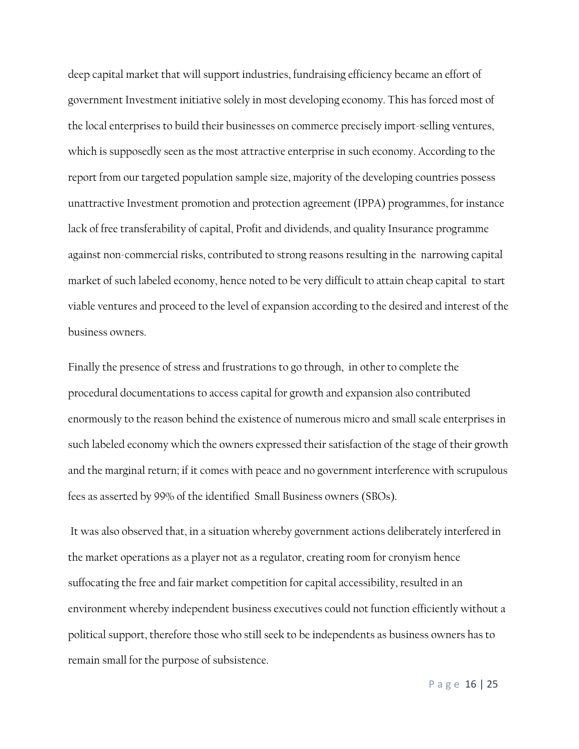deep capital market that will support industries, fundraising efficiency became an effort of government Investment initiative solely in most developing economy. This has forced most of the local enterprises to build their businesses on commerce precisely import-selling ventures, which is supposedly seen as the most attractive enterprise in such economy. According to the report from our targeted population sample size, majority of the developing countries possess unattractive Investment promotion and protection agreement (IPPA) programmes, for instance lack of free transferability of capital, Profit and dividends, and quality Insurance programme against non-commercial risks, contributed to strong reasons resulting in the narrowing capital market of such labeled economy, hence noted to be very difficult to attain cheap capital to start viable ventures and proceed to the level of expansion according to the desired and interest of the business owners.

Finally the presence of stress and frustrations to go through, in other to complete the procedural documentations to access capital for growth and expansion also contributed enormously to the reason behind the existence of numerous micro and small scale enterprises in such labeled economy which the owners expressed their satisfaction of the stage of their growth and the marginal return; if it comes with peace and no government interference with scrupulous fees as asserted by 99% of the identified Small Business owners (SBOs).

It was also observed that, in a situation whereby government actions deliberately interfered in the market operations as a player not as a regulator, creating room for cronyism hence suffocating the free and fair market competition for capital accessibility, resulted in an environment whereby independent business executives could not function efficiently without a political support, therefore those who still seek to be independents as business owners has to remain small for the purpose of subsistence.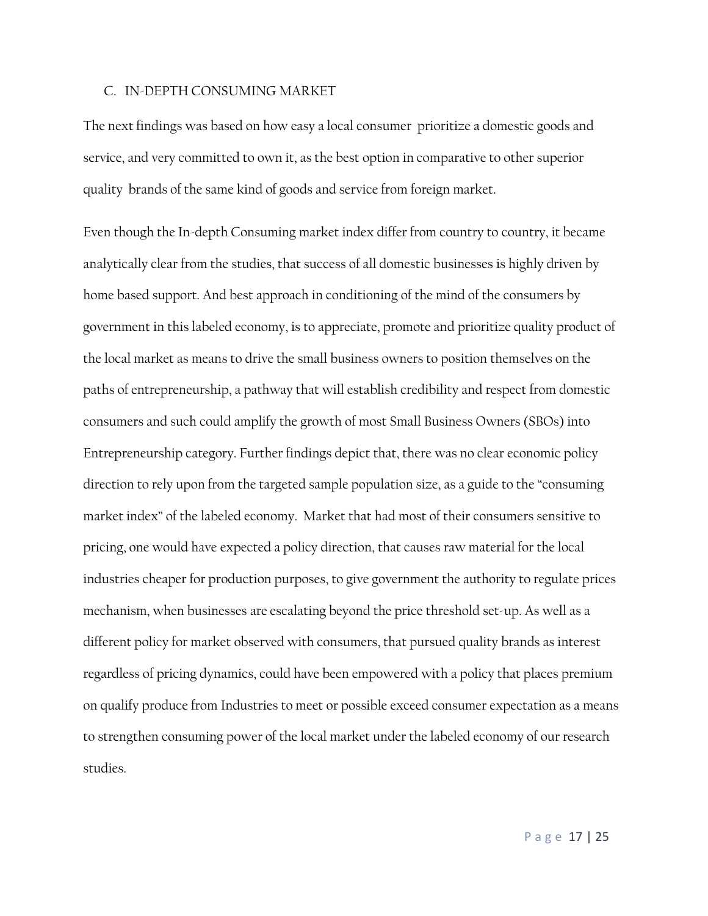### C. IN-DEPTH CONSUMING MARKET

The next findings was based on how easy a local consumer prioritize a domestic goods and service, and very committed to own it, as the best option in comparative to other superior quality brands of the same kind of goods and service from foreign market.

Even though the In-depth Consuming market index differ from country to country, it became analytically clear from the studies, that success of all domestic businesses is highly driven by home based support. And best approach in conditioning of the mind of the consumers by government in this labeled economy, is to appreciate, promote and prioritize quality product of the local market as means to drive the small business owners to position themselves on the paths of entrepreneurship, a pathway that will establish credibility and respect from domestic consumers and such could amplify the growth of most Small Business Owners (SBOs) into Entrepreneurship category. Further findings depict that, there was no clear economic policy direction to rely upon from the targeted sample population size, as a guide to the "consuming market index" of the labeled economy. Market that had most of their consumers sensitive to pricing, one would have expected a policy direction, that causes raw material for the local industries cheaper for production purposes, to give government the authority to regulate prices mechanism, when businesses are escalating beyond the price threshold set-up. As well as a different policy for market observed with consumers, that pursued quality brands as interest regardless of pricing dynamics, could have been empowered with a policy that places premium on qualify produce from Industries to meet or possible exceed consumer expectation as a means to strengthen consuming power of the local market under the labeled economy of our research studies.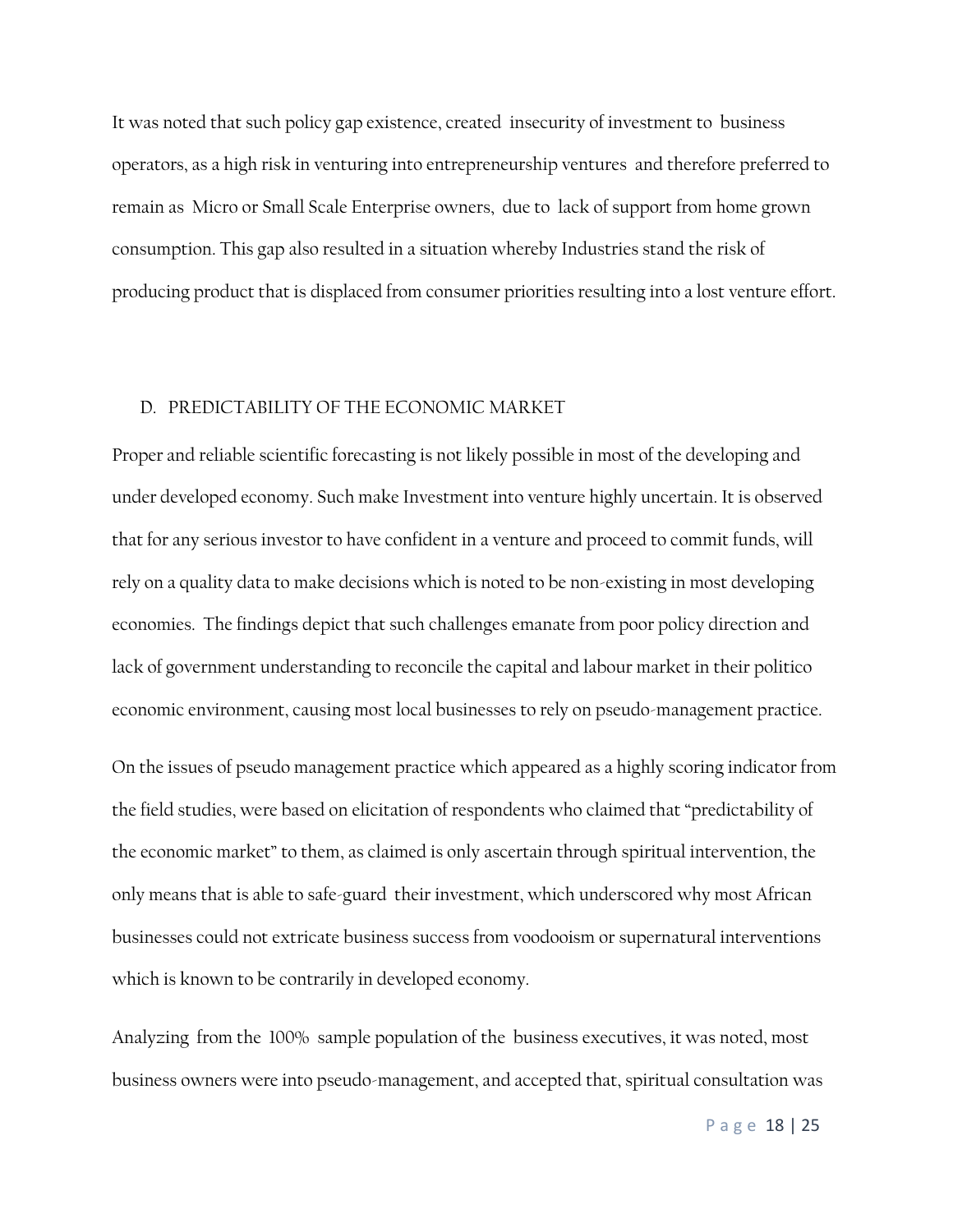It was noted that such policy gap existence, created insecurity of investment to business operators, as a high risk in venturing into entrepreneurship ventures and therefore preferred to remain as Micro or Small Scale Enterprise owners, due to lack of support from home grown consumption. This gap also resulted in a situation whereby Industries stand the risk of producing product that is displaced from consumer priorities resulting into a lost venture effort.

## D. PREDICTABILITY OF THE ECONOMIC MARKET

Proper and reliable scientific forecasting is not likely possible in most of the developing and under developed economy. Such make Investment into venture highly uncertain. It is observed that for any serious investor to have confident in a venture and proceed to commit funds, will rely on a quality data to make decisions which is noted to be non-existing in most developing economies. The findings depict that such challenges emanate from poor policy direction and lack of government understanding to reconcile the capital and labour market in their politico economic environment, causing most local businesses to rely on pseudo-management practice.

On the issues of pseudo management practice which appeared as a highly scoring indicator from the field studies, were based on elicitation of respondents who claimed that "predictability of the economic market" to them, as claimed is only ascertain through spiritual intervention, the only means that is able to safe-guard their investment, which underscored why most African businesses could not extricate business success from voodooism or supernatural interventions which is known to be contrarily in developed economy.

Analyzing from the 100% sample population of the business executives, it was noted, most business owners were into pseudo-management, and accepted that, spiritual consultation was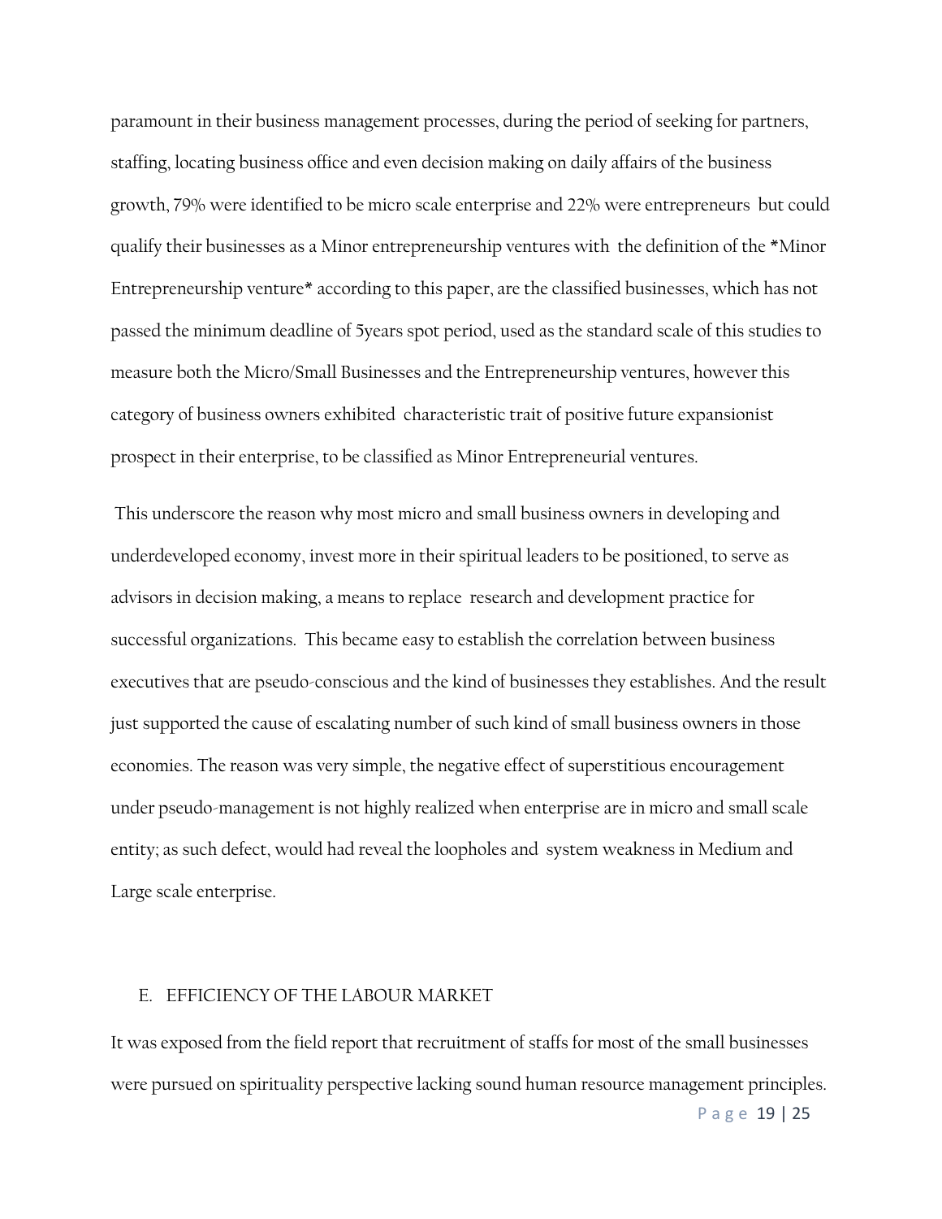paramount in their business management processes, during the period of seeking for partners, staffing, locating business office and even decision making on daily affairs of the business growth, 79% were identified to be micro scale enterprise and 22% were entrepreneurs but could qualify their businesses as a Minor entrepreneurship ventures with the definition of the *Minor Entrepreneurship venture* according to this paper, are the classified businesses, which has not passed the minimum deadline of 5years spot period, used as the standard scale of this studies to measure both the Micro/Small Businesses and the Entrepreneurship ventures, however this category of business owners exhibited characteristic trait of positive future expansionist prospect in their enterprise, to be classified as Minor Entrepreneurial ventures.

This underscore the reason why most micro and small business owners in developing and underdeveloped economy, invest more in their spiritual leaders to be positioned, to serve as advisors in decision making, a means to replace research and development practice for successful organizations. This became easy to establish the correlation between business executives that are pseudo-conscious and the kind of businesses they establishes. And the result just supported the cause of escalating number of such kind of small business owners in those economies. The reason was very simple, the negative effect of superstitious encouragement under pseudo-management is not highly realized when enterprise are in micro and small scale entity; as such defect, would had reveal the loopholes and system weakness in Medium and Large scale enterprise.

## E. EFFICIENCY OF THE LABOUR MARKET

It was exposed from the field report that recruitment of staffs for most of the small businesses were pursued on spirituality perspective lacking sound human resource management principles.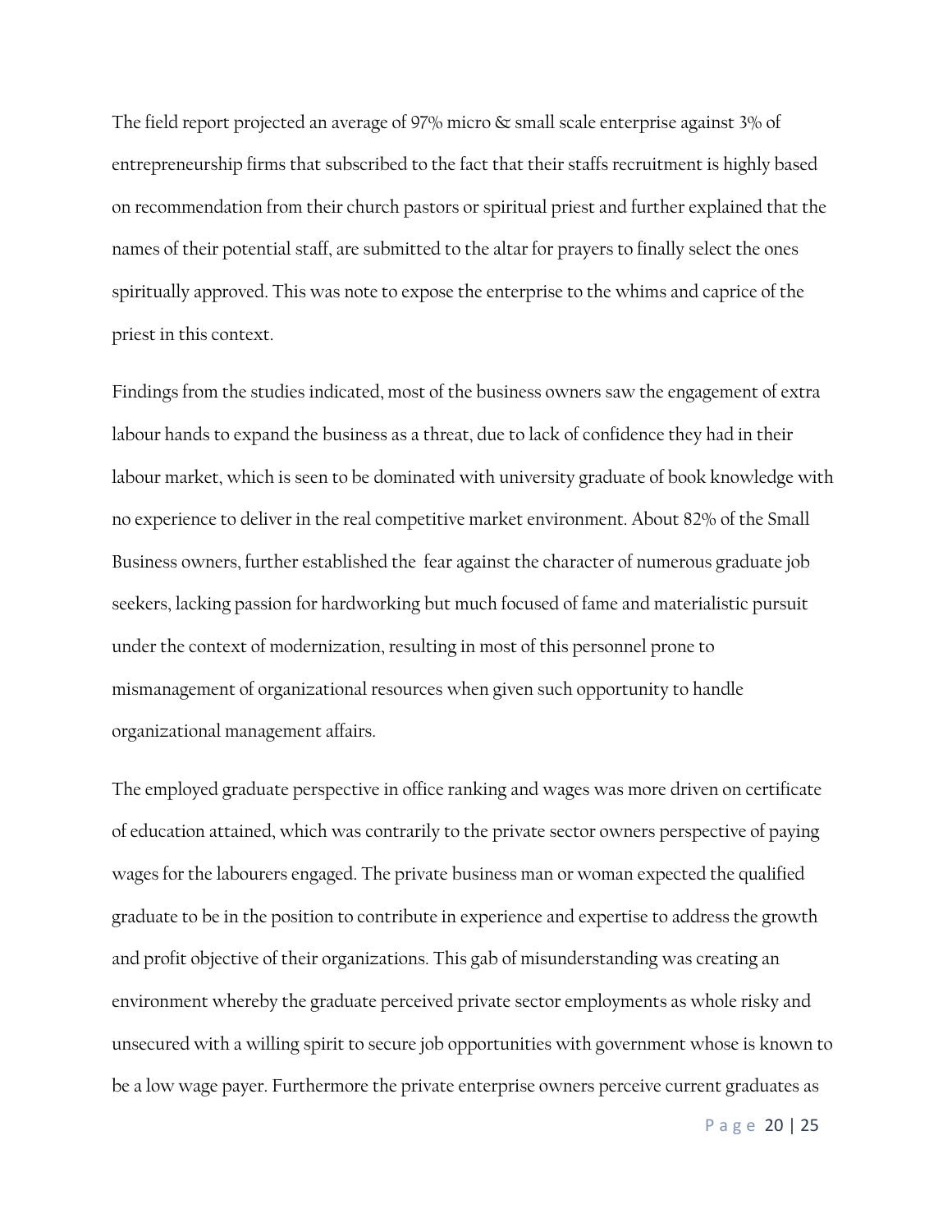The field report projected an average of 97% micro & small scale enterprise against 3% of entrepreneurship firms that subscribed to the fact that their staffs recruitment is highly based on recommendation from their church pastors or spiritual priest and further explained that the names of their potential staff, are submitted to the altar for prayers to finally select the ones spiritually approved. This was note to expose the enterprise to the whims and caprice of the priest in this context.

Findings from the studies indicated, most of the business owners saw the engagement of extra labour hands to expand the business as a threat, due to lack of confidence they had in their labour market, which is seen to be dominated with university graduate of book knowledge with no experience to deliver in the real competitive market environment. About 82% of the Small Business owners, further established the fear against the character of numerous graduate job seekers, lacking passion for hardworking but much focused of fame and materialistic pursuit under the context of modernization, resulting in most of this personnel prone to mismanagement of organizational resources when given such opportunity to handle organizational management affairs.

The employed graduate perspective in office ranking and wages was more driven on certificate of education attained, which was contrarily to the private sector owners perspective of paying wages for the labourers engaged. The private business man or woman expected the qualified graduate to be in the position to contribute in experience and expertise to address the growth and profit objective of their organizations. This gab of misunderstanding was creating an environment whereby the graduate perceived private sector employments as whole risky and unsecured with a willing spirit to secure job opportunities with government whose is known to be a low wage payer. Furthermore the private enterprise owners perceive current graduates as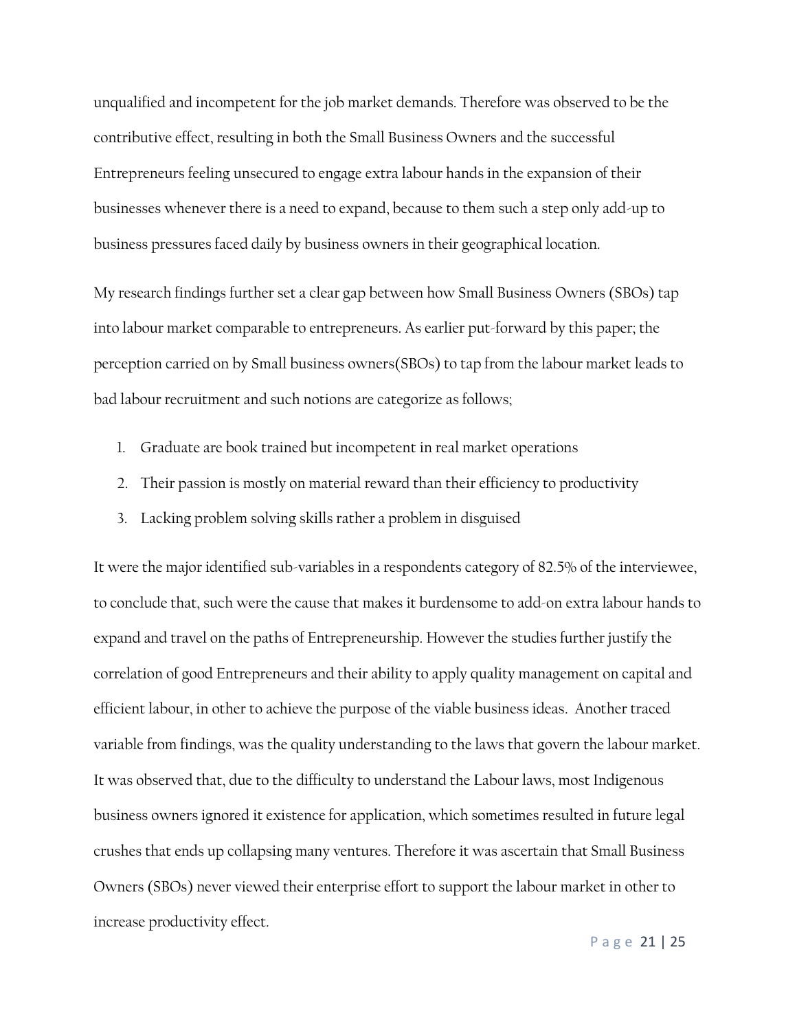unqualified and incompetent for the job market demands. Therefore was observed to be the contributive effect, resulting in both the Small Business Owners and the successful Entrepreneurs feeling unsecured to engage extra labour hands in the expansion of their businesses whenever there is a need to expand, because to them such a step only add-up to business pressures faced daily by business owners in their geographical location.

My research findings further set a clear gap between how Small Business Owners (SBOs) tap into labour market comparable to entrepreneurs. As earlier put-forward by this paper; the perception carried on by Small business owners(SBOs) to tap from the labour market leads to bad labour recruitment and such notions are categorize as follows;

1. Graduate are book trained but incompetent in real market operations
2. Their passion is mostly on material reward than their efficiency to productivity
3. Lacking problem solving skills rather a problem in disguised

It were the major identified sub-variables in a respondents category of 82.5% of the interviewee, to conclude that, such were the cause that makes it burdensome to add-on extra labour hands to expand and travel on the paths of Entrepreneurship. However the studies further justify the correlation of good Entrepreneurs and their ability to apply quality management on capital and efficient labour, in other to achieve the purpose of the viable business ideas. Another traced variable from findings, was the quality understanding to the laws that govern the labour market. It was observed that, due to the difficulty to understand the Labour laws, most Indigenous business owners ignored it existence for application, which sometimes resulted in future legal crushes that ends up collapsing many ventures. Therefore it was ascertain that Small Business Owners (SBOs) never viewed their enterprise effort to support the labour market in other to increase productivity effect.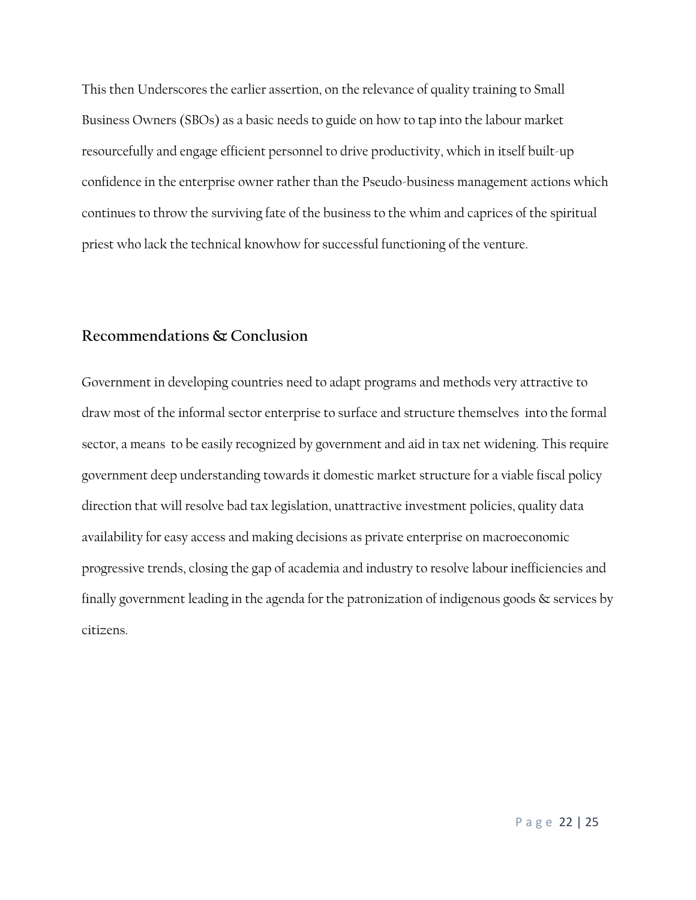This then Underscores the earlier assertion, on the relevance of quality training to Small Business Owners (SBOs) as a basic needs to guide on how to tap into the labour market resourcefully and engage efficient personnel to drive productivity, which in itself built-up confidence in the enterprise owner rather than the Pseudo-business management actions which continues to throw the surviving fate of the business to the whim and caprices of the spiritual priest who lack the technical knowhow for successful functioning of the venture.

## Recommendations & Conclusion

Government in developing countries need to adapt programs and methods very attractive to draw most of the informal sector enterprise to surface and structure themselves into the formal sector, a means to be easily recognized by government and aid in tax net widening. This require government deep understanding towards it domestic market structure for a viable fiscal policy direction that will resolve bad tax legislation, unattractive investment policies, quality data availability for easy access and making decisions as private enterprise on macroeconomic progressive trends, closing the gap of academia and industry to resolve labour inefficiencies and finally government leading in the agenda for the patronization of indigenous goods & services by citizens.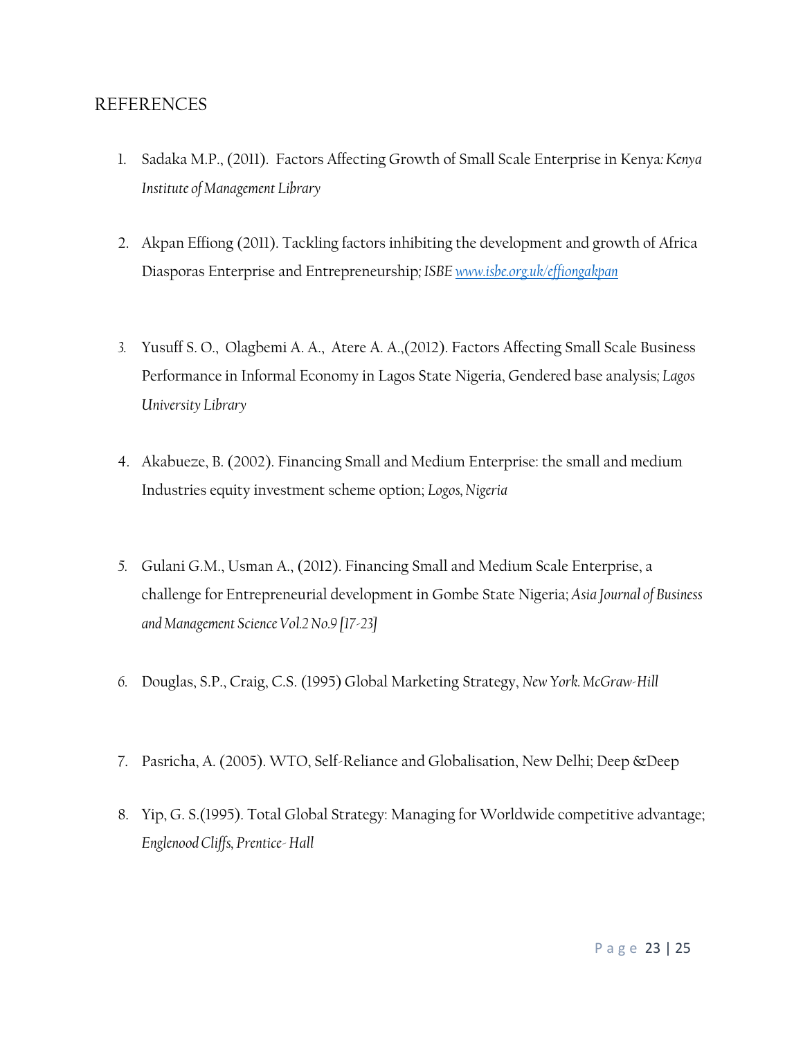## REFERENCES

1. Sadaka M.P., (2011). Factors Affecting Growth of Small Scale Enterprise in Kenya*: Kenya Institute of Management Library*

2. Akpan Effiong (2011). Tackling factors inhibiting the development and growth of Africa Diasporas Enterprise and Entrepreneurship; *ISBE [www.isbe.org.uk/effiongakpan](www.isbe.org.uk/effiongakpan)*

3. Yusuff S. O., Olagbemi A. A., Atere A. A.,(2012). Factors Affecting Small Scale Business Performance in Informal Economy in Lagos State Nigeria, Gendered base analysis; *Lagos University Library*

4. Akabueze, B. (2002). Financing Small and Medium Enterprise: the small and medium Industries equity investment scheme option; *Logos, Nigeria*

5. Gulani G.M., Usman A., (2012). Financing Small and Medium Scale Enterprise, a challenge for Entrepreneurial development in Gombe State Nigeria; *Asia Journal of Business and Management Science Vol.2 No.9 [17-23]*

6. Douglas, S.P., Craig, C.S. (1995) Global Marketing Strategy, *New York. McGraw-Hill*

7. Pasricha, A. (2005). WTO, Self-Reliance and Globalisation, New Delhi; Deep &Deep

8. Yip, G. S.(1995). Total Global Strategy: Managing for Worldwide competitive advantage; *Englenood Cliffs, Prentice- Hall*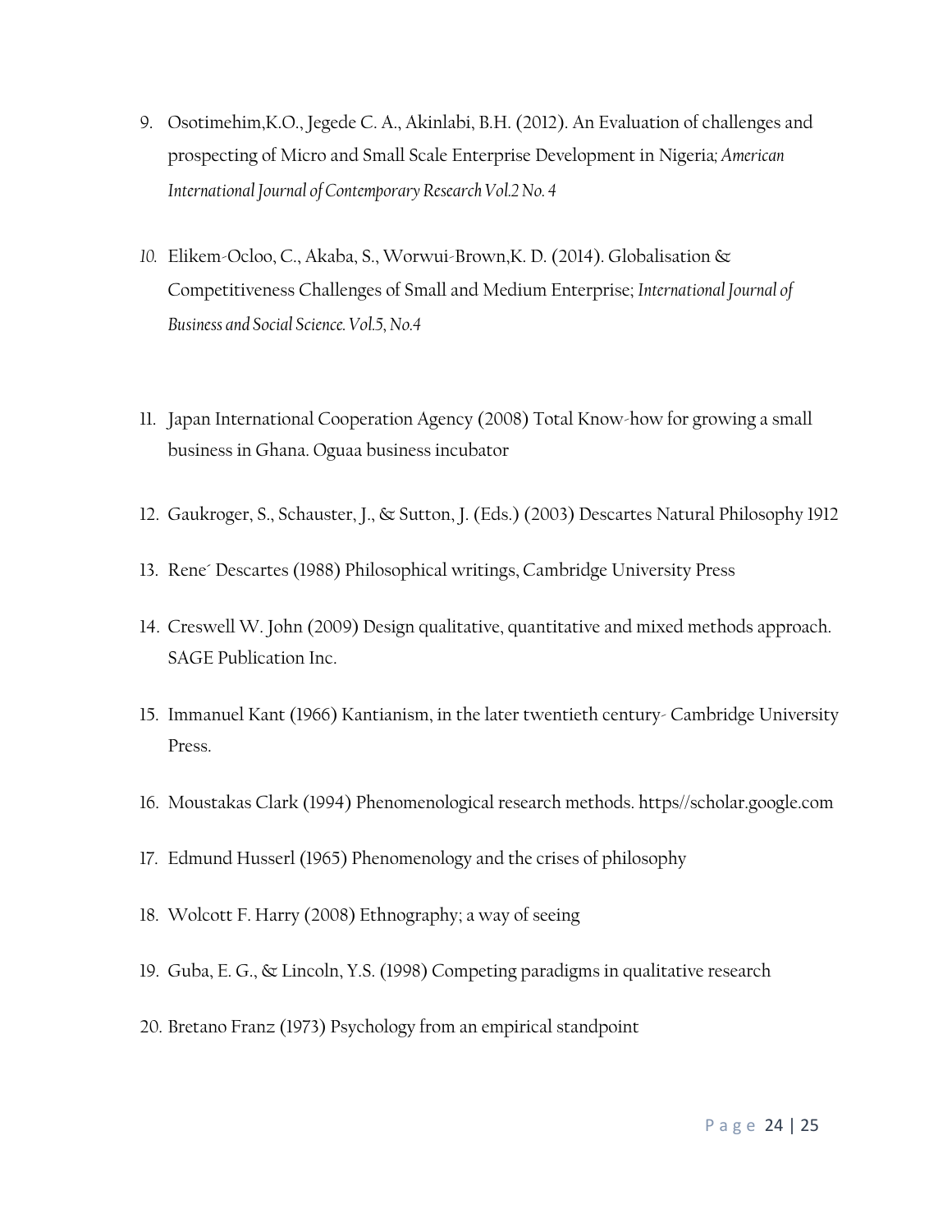9. Osotimehim,K.O., Jegede C. A., Akinlabi, B.H. (2012). An Evaluation of challenges and prospecting of Micro and Small Scale Enterprise Development in Nigeria; *American International Journal of Contemporary Research Vol.2 No. 4*

10. Elikem-Ocloo, C., Akaba, S., Worwui-Brown,K. D. (2014). Globalisation & Competitiveness Challenges of Small and Medium Enterprise; *International Journal of Business and Social Science. Vol.5, No.4*

11. Japan International Cooperation Agency (2008) Total Know-how for growing a small business in Ghana. Oguaa business incubator

12. Gaukroger, S., Schauster, J., & Sutton, J. (Eds.) (2003) Descartes Natural Philosophy 1912

13. Rene´ Descartes (1988) Philosophical writings, Cambridge University Press

14. Creswell W. John (2009) Design qualitative, quantitative and mixed methods approach. SAGE Publication Inc.

15. Immanuel Kant (1966) Kantianism, in the later twentieth century- Cambridge University Press.

16. Moustakas Clark (1994) Phenomenological research methods. https//scholar.google.com

17. Edmund Husserl (1965) Phenomenology and the crises of philosophy

18. Wolcott F. Harry (2008) Ethnography; a way of seeing

19. Guba, E. G., & Lincoln, Y.S. (1998) Competing paradigms in qualitative research

20. Bretano Franz (1973) Psychology from an empirical standpoint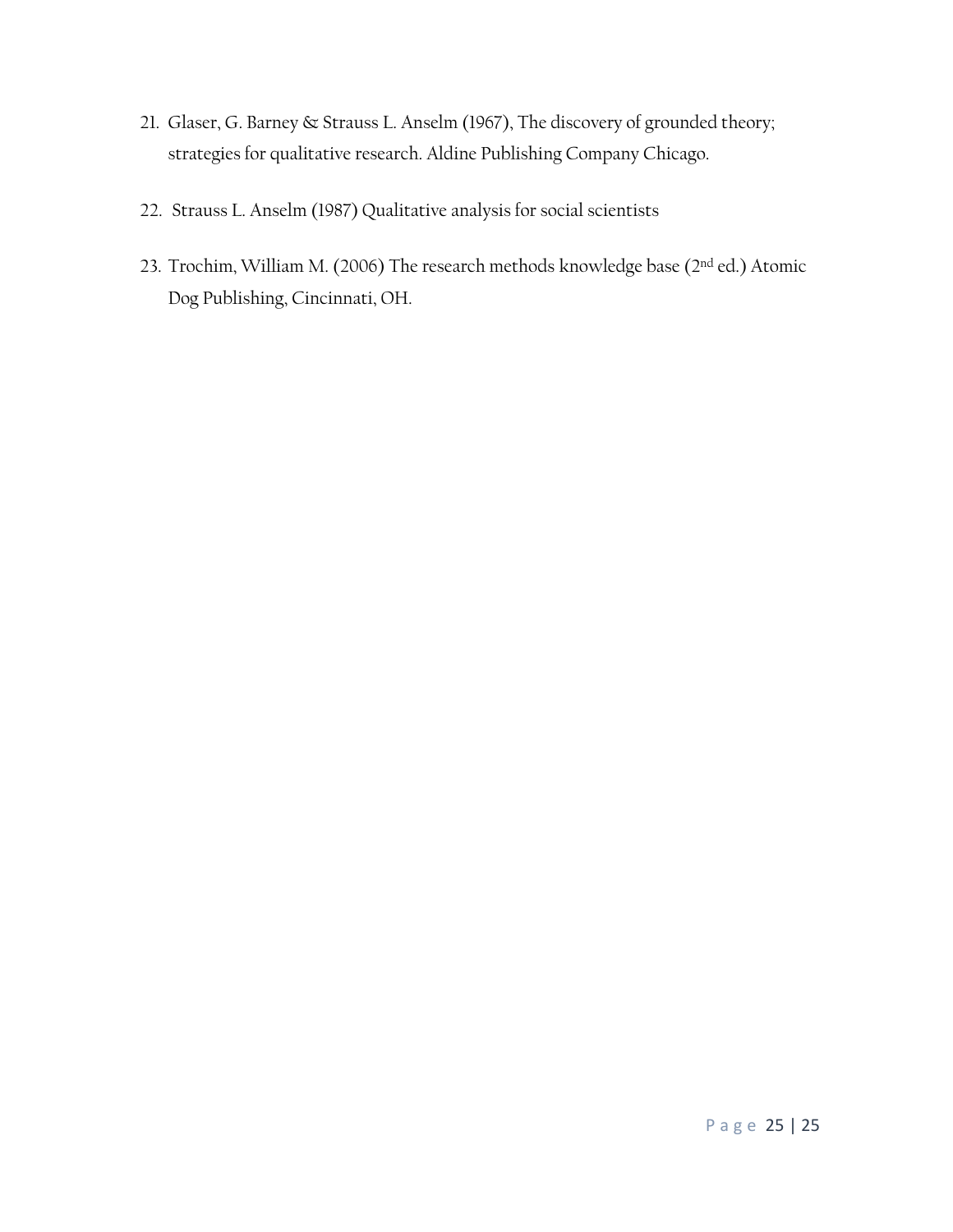21. Glaser, G. Barney & Strauss L. Anselm (1967), The discovery of grounded theory; strategies for qualitative research. Aldine Publishing Company Chicago.

22. Strauss L. Anselm (1987) Qualitative analysis for social scientists

23. Trochim, William M. (2006) The research methods knowledge base (2nd ed.) Atomic Dog Publishing, Cincinnati, OH.